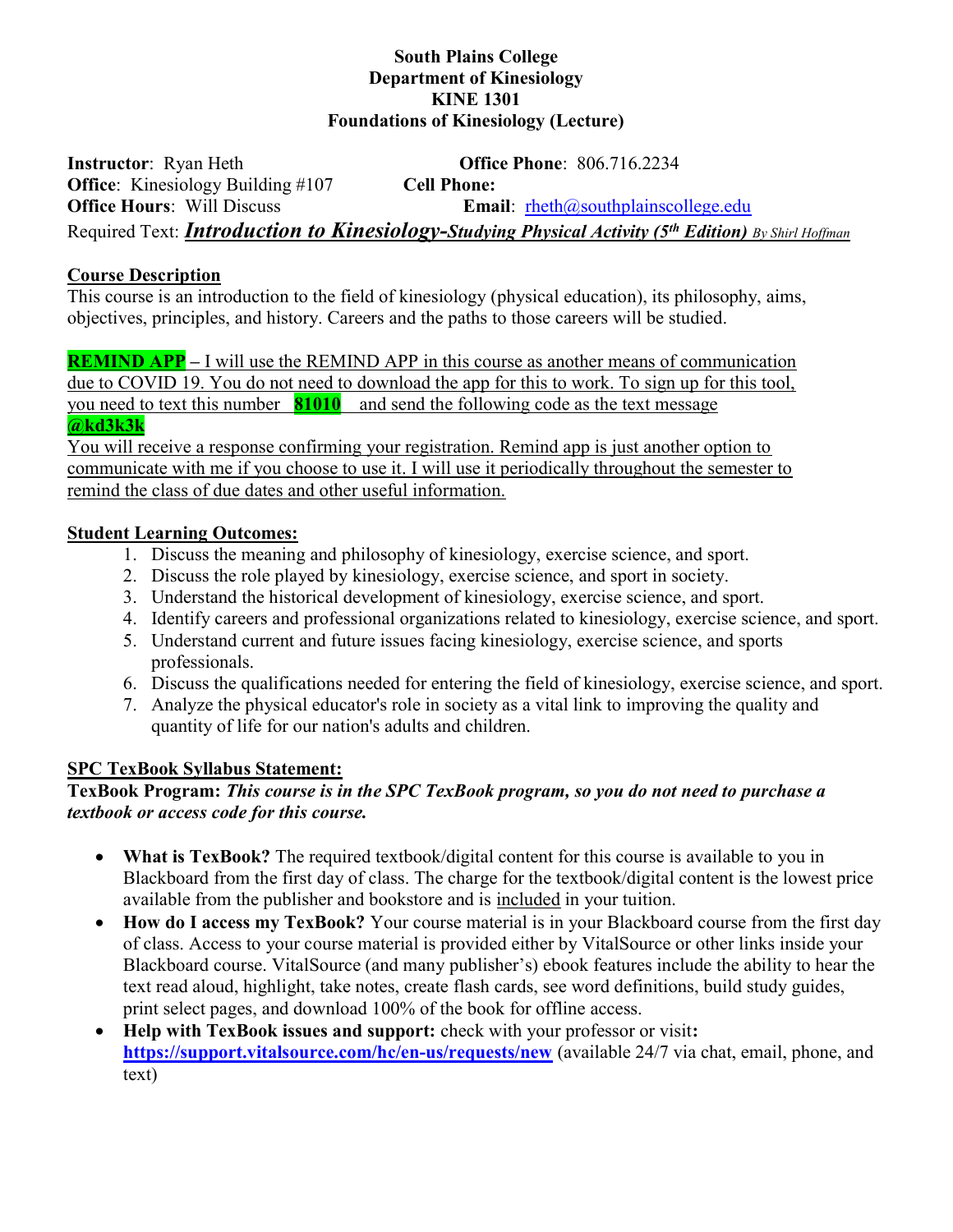**South Plains College**
**Department of Kinesiology**
**KINE 1301**
**Foundations of Kinesiology (Lecture)**

**Instructor**: Ryan Heth
**Office Phone**: 806.716.2234
**Office**: Kinesiology Building #107
**Cell Phone:**
**Office Hours**: Will Discuss
**Email**: rheth@southplainscollege.edu

Required Text: ***Introduction to Kinesiology-Studying Physical Activity (5th Edition)*** *By Shirl Hoffman*

## Course Description

This course is an introduction to the field of kinesiology (physical education), its philosophy, aims, objectives, principles, and history. Careers and the paths to those careers will be studied.

**REMIND APP** – I will use the REMIND APP in this course as another means of communication due to COVID 19. You do not need to download the app for this to work. To sign up for this tool, you need to text this number **81010** and send the following code as the text message **@kd3k3k**

You will receive a response confirming your registration. Remind app is just another option to communicate with me if you choose to use it. I will use it periodically throughout the semester to remind the class of due dates and other useful information.

## Student Learning Outcomes:

1. Discuss the meaning and philosophy of kinesiology, exercise science, and sport.
2. Discuss the role played by kinesiology, exercise science, and sport in society.
3. Understand the historical development of kinesiology, exercise science, and sport.
4. Identify careers and professional organizations related to kinesiology, exercise science, and sport.
5. Understand current and future issues facing kinesiology, exercise science, and sports professionals.
6. Discuss the qualifications needed for entering the field of kinesiology, exercise science, and sport.
7. Analyze the physical educator's role in society as a vital link to improving the quality and quantity of life for our nation's adults and children.

## SPC TexBook Syllabus Statement:

**TexBook Program:** ***This course is in the SPC TexBook program, so you do not need to purchase a textbook or access code for this course.***

- **What is TexBook?** The required textbook/digital content for this course is available to you in Blackboard from the first day of class. The charge for the textbook/digital content is the lowest price available from the publisher and bookstore and is included in your tuition.
- **How do I access my TexBook?** Your course material is in your Blackboard course from the first day of class. Access to your course material is provided either by VitalSource or other links inside your Blackboard course. VitalSource (and many publisher's) ebook features include the ability to hear the text read aloud, highlight, take notes, create flash cards, see word definitions, build study guides, print select pages, and download 100% of the book for offline access.
- **Help with TexBook issues and support:** check with your professor or visit**:** **https://support.vitalsource.com/hc/en-us/requests/new** (available 24/7 via chat, email, phone, and text)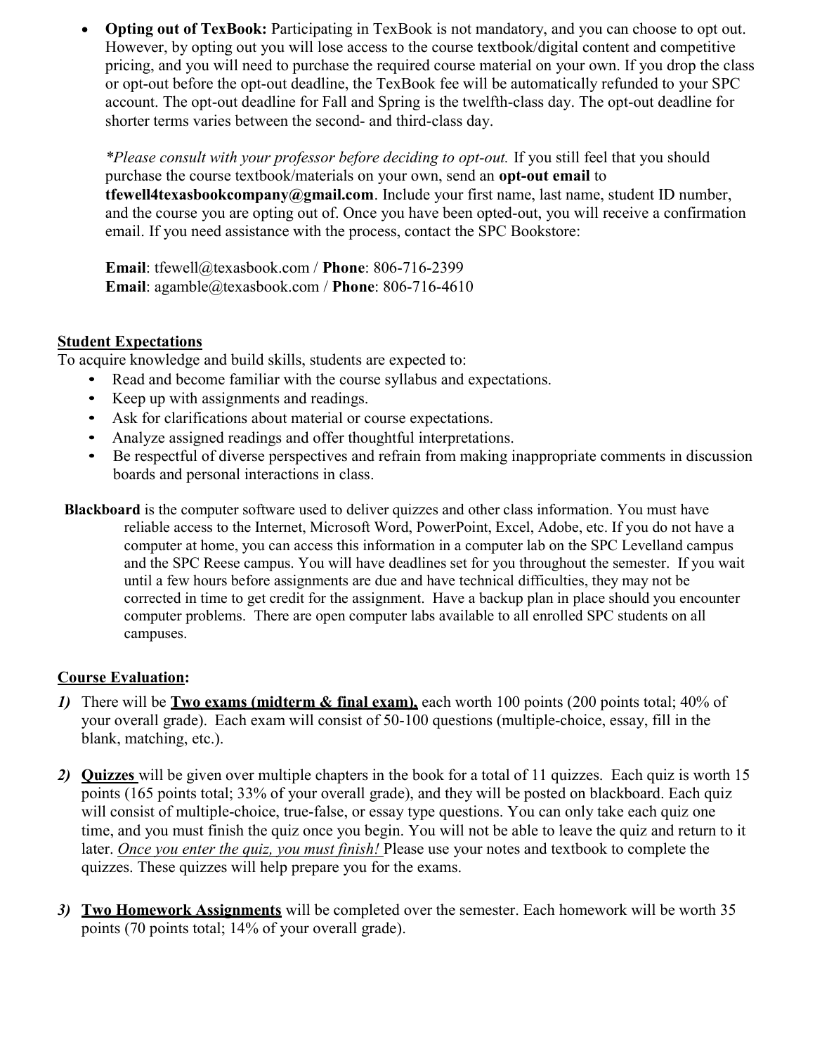- **Opting out of TexBook:** Participating in TexBook is not mandatory, and you can choose to opt out. However, by opting out you will lose access to the course textbook/digital content and competitive pricing, and you will need to purchase the required course material on your own. If you drop the class or opt-out before the opt-out deadline, the TexBook fee will be automatically refunded to your SPC account. The opt-out deadline for Fall and Spring is the twelfth-class day. The opt-out deadline for shorter terms varies between the second- and third-class day.

  **Please consult with your professor before deciding to opt-out.* If you still feel that you should purchase the course textbook/materials on your own, send an **opt-out email** to **tfewell4texasbookcompany@gmail.com**. Include your first name, last name, student ID number, and the course you are opting out of. Once you have been opted-out, you will receive a confirmation email. If you need assistance with the process, contact the SPC Bookstore:

  **Email**: tfewell@texasbook.com / **Phone**: 806-716-2399
  **Email**: agamble@texasbook.com / **Phone**: 806-716-4610

## Student Expectations

To acquire knowledge and build skills, students are expected to:

- Read and become familiar with the course syllabus and expectations.
- Keep up with assignments and readings.
- Ask for clarifications about material or course expectations.
- Analyze assigned readings and offer thoughtful interpretations.
- Be respectful of diverse perspectives and refrain from making inappropriate comments in discussion boards and personal interactions in class.

**Blackboard** is the computer software used to deliver quizzes and other class information. You must have reliable access to the Internet, Microsoft Word, PowerPoint, Excel, Adobe, etc. If you do not have a computer at home, you can access this information in a computer lab on the SPC Levelland campus and the SPC Reese campus. You will have deadlines set for you throughout the semester. If you wait until a few hours before assignments are due and have technical difficulties, they may not be corrected in time to get credit for the assignment. Have a backup plan in place should you encounter computer problems. There are open computer labs available to all enrolled SPC students on all campuses.

## Course Evaluation:

1) There will be **Two exams (midterm & final exam),** each worth 100 points (200 points total; 40% of your overall grade). Each exam will consist of 50-100 questions (multiple-choice, essay, fill in the blank, matching, etc.).

2) **Quizzes** will be given over multiple chapters in the book for a total of 11 quizzes. Each quiz is worth 15 points (165 points total; 33% of your overall grade), and they will be posted on blackboard. Each quiz will consist of multiple-choice, true-false, or essay type questions. You can only take each quiz one time, and you must finish the quiz once you begin. You will not be able to leave the quiz and return to it later. *Once you enter the quiz, you must finish!* Please use your notes and textbook to complete the quizzes. These quizzes will help prepare you for the exams.

3) **Two Homework Assignments** will be completed over the semester. Each homework will be worth 35 points (70 points total; 14% of your overall grade).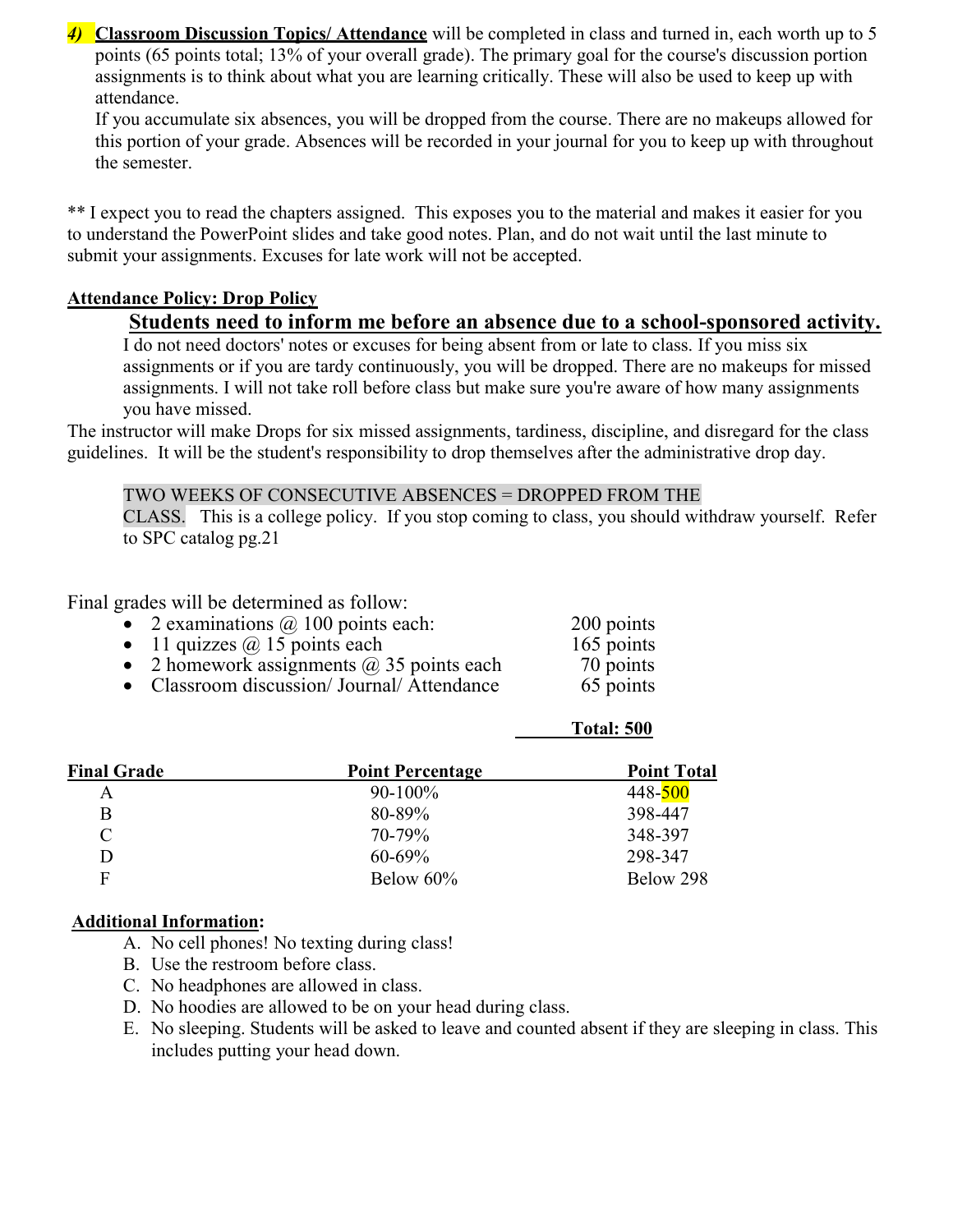***4)*** **<u>Classroom Discussion Topics/ Attendance</u>** will be completed in class and turned in, each worth up to 5 points (65 points total; 13% of your overall grade). The primary goal for the course's discussion portion assignments is to think about what you are learning critically. These will also be used to keep up with attendance.

If you accumulate six absences, you will be dropped from the course. There are no makeups allowed for this portion of your grade. Absences will be recorded in your journal for you to keep up with throughout the semester.

** I expect you to read the chapters assigned. This exposes you to the material and makes it easier for you to understand the PowerPoint slides and take good notes. Plan, and do not wait until the last minute to submit your assignments. Excuses for late work will not be accepted.

**<u>Attendance Policy: Drop Policy</u>**

**<u>Students need to inform me before an absence due to a school-sponsored activity.</u>**

I do not need doctors' notes or excuses for being absent from or late to class. If you miss six assignments or if you are tardy continuously, you will be dropped. There are no makeups for missed assignments. I will not take roll before class but make sure you're aware of how many assignments you have missed.

The instructor will make Drops for six missed assignments, tardiness, discipline, and disregard for the class guidelines. It will be the student's responsibility to drop themselves after the administrative drop day.

TWO WEEKS OF CONSECUTIVE ABSENCES = DROPPED FROM THE CLASS. This is a college policy. If you stop coming to class, you should withdraw yourself. Refer to SPC catalog pg.21

Final grades will be determined as follow:

| | |
|---|---|
| • 2 examinations @ 100 points each: | 200 points |
| • 11 quizzes @ 15 points each | 165 points |
| • 2 homework assignments @ 35 points each | 70 points |
| • Classroom discussion/ Journal/ Attendance | 65 points |
| | **Total: 500** |

| Final Grade | Point Percentage | Point Total |
|---|---|---|
| A | 90-100% | 448-500 |
| B | 80-89% | 398-447 |
| C | 70-79% | 348-397 |
| D | 60-69% | 298-347 |
| F | Below 60% | Below 298 |

**Additional Information:**

A. No cell phones! No texting during class!
B. Use the restroom before class.
C. No headphones are allowed in class.
D. No hoodies are allowed to be on your head during class.
E. No sleeping. Students will be asked to leave and counted absent if they are sleeping in class. This includes putting your head down.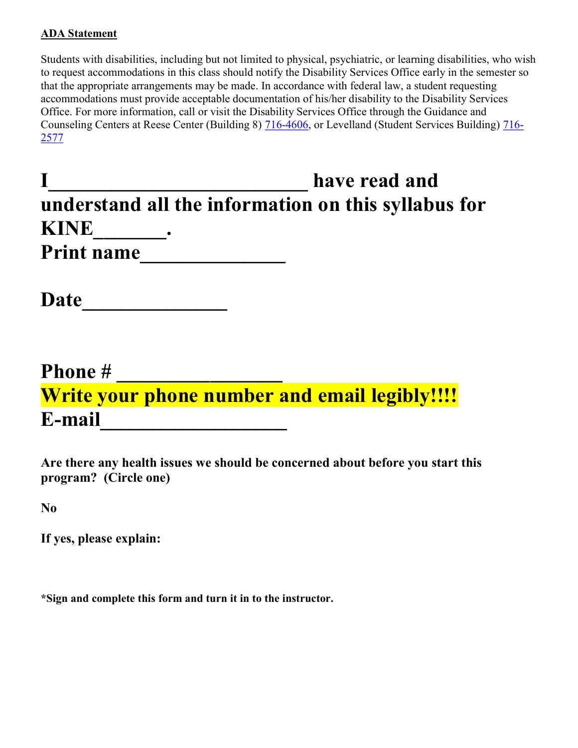**ADA Statement**

Students with disabilities, including but not limited to physical, psychiatric, or learning disabilities, who wish to request accommodations in this class should notify the Disability Services Office early in the semester so that the appropriate arrangements may be made. In accordance with federal law, a student requesting accommodations must provide acceptable documentation of his/her disability to the Disability Services Office. For more information, call or visit the Disability Services Office through the Guidance and Counseling Centers at Reese Center (Building 8) 716-4606, or Levelland (Student Services Building) 716-2577

**I_________________________ have read and understand all the information on this syllabus for KINE______.**

**Print name_____________**

**Date_____________**

**Phone # _______________**

**Write your phone number and email legibly!!!!**

**E-mail_________________**

**Are there any health issues we should be concerned about before you start this program? (Circle one)**

**No**

**If yes, please explain:**

***Sign and complete this form and turn it in to the instructor.**